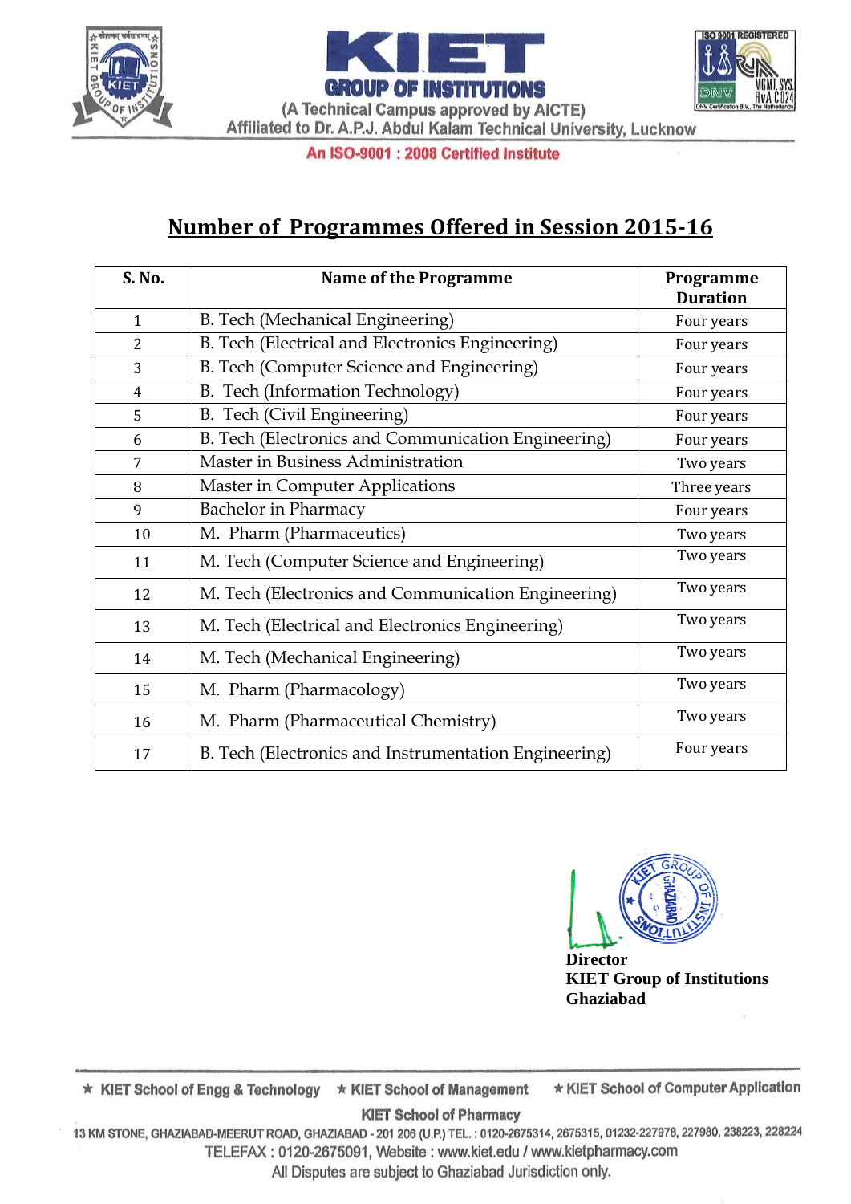KIET GROUP OF INSTITUTIONS

(A Technical Campus approved by AICTE)

Affiliated to Dr. A.P.J. Abdul Kalam Technical University, Lucknow

An ISO-9001 : 2008 Certified Institute

# Number of Programmes Offered in Session 2015-16

| S. No. | Name of the Programme | Programme Duration |
|---|---|---|
| 1 | B. Tech (Mechanical Engineering) | Four years |
| 2 | B. Tech (Electrical and Electronics Engineering) | Four years |
| 3 | B. Tech (Computer Science and Engineering) | Four years |
| 4 | B. Tech (Information Technology) | Four years |
| 5 | B. Tech (Civil Engineering) | Four years |
| 6 | B. Tech (Electronics and Communication Engineering) | Four years |
| 7 | Master in Business Administration | Two years |
| 8 | Master in Computer Applications | Three years |
| 9 | Bachelor in Pharmacy | Four years |
| 10 | M. Pharm (Pharmaceutics) | Two years |
| 11 | M. Tech (Computer Science and Engineering) | Two years |
| 12 | M. Tech (Electronics and Communication Engineering) | Two years |
| 13 | M. Tech (Electrical and Electronics Engineering) | Two years |
| 14 | M. Tech (Mechanical Engineering) | Two years |
| 15 | M. Pharm (Pharmacology) | Two years |
| 16 | M. Pharm (Pharmaceutical Chemistry) | Two years |
| 17 | B. Tech (Electronics and Instrumentation Engineering) | Four years |

**Director**
**KIET Group of Institutions**
**Ghaziabad**

★ KIET School of Engg & Technology ★ KIET School of Management ★ KIET School of Computer Application

KIET School of Pharmacy

13 KM STONE, GHAZIABAD-MEERUT ROAD, GHAZIABAD - 201 206 (U.P.) TEL. : 0120-2675314, 2675315, 01232-227978, 227980, 238223, 228224

TELEFAX : 0120-2675091, Website : www.kiet.edu / www.kietpharmacy.com

All Disputes are subject to Ghaziabad Jurisdiction only.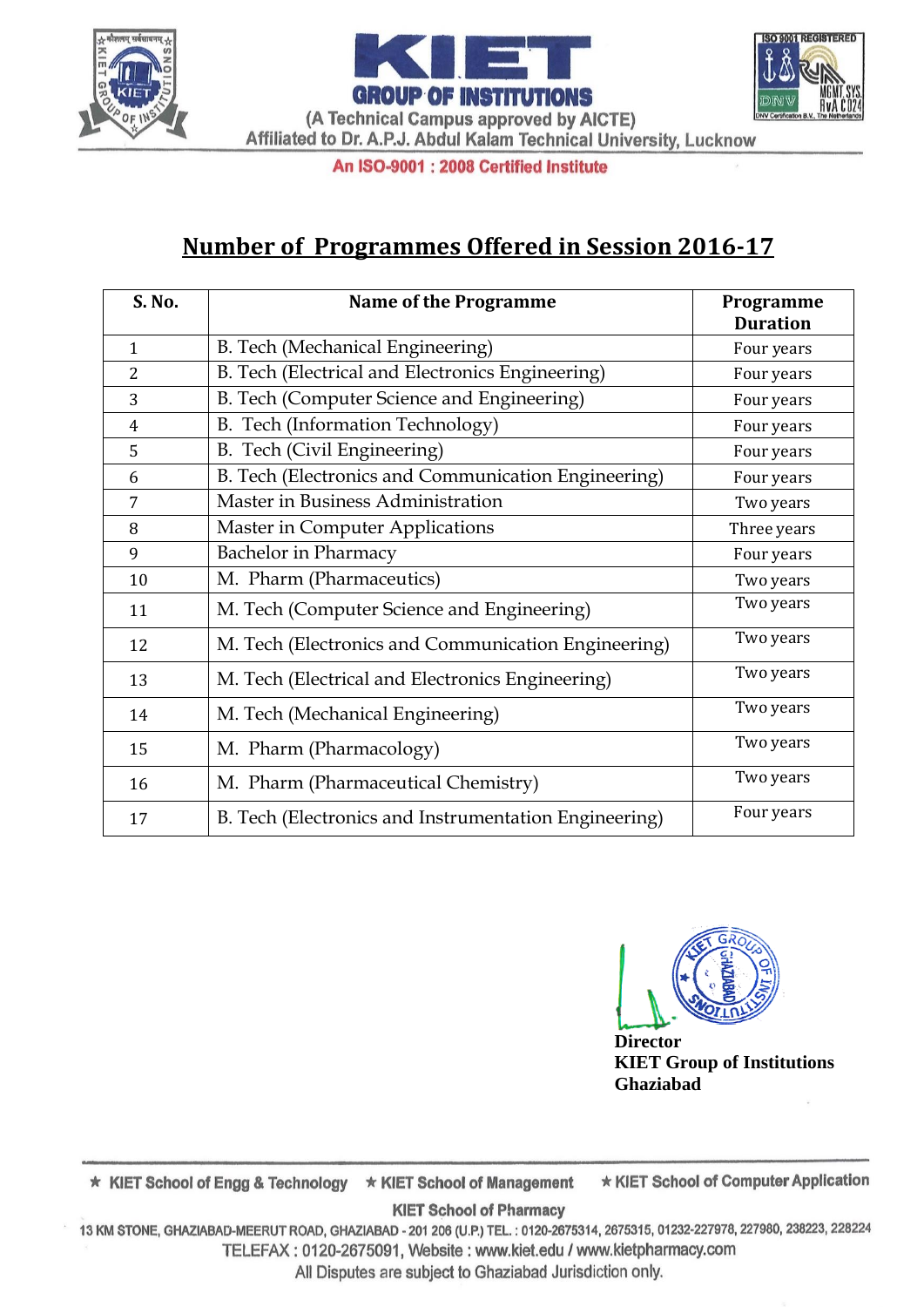KIET GROUP OF INSTITUTIONS

(A Technical Campus approved by AICTE)

Affiliated to Dr. A.P.J. Abdul Kalam Technical University, Lucknow

An ISO-9001 : 2008 Certified Institute

## Number of Programmes Offered in Session 2016-17

| S. No. | Name of the Programme | Programme Duration |
|---|---|---|
| 1 | B. Tech (Mechanical Engineering) | Four years |
| 2 | B. Tech (Electrical and Electronics Engineering) | Four years |
| 3 | B. Tech (Computer Science and Engineering) | Four years |
| 4 | B. Tech (Information Technology) | Four years |
| 5 | B. Tech (Civil Engineering) | Four years |
| 6 | B. Tech (Electronics and Communication Engineering) | Four years |
| 7 | Master in Business Administration | Two years |
| 8 | Master in Computer Applications | Three years |
| 9 | Bachelor in Pharmacy | Four years |
| 10 | M. Pharm (Pharmaceutics) | Two years |
| 11 | M. Tech (Computer Science and Engineering) | Two years |
| 12 | M. Tech (Electronics and Communication Engineering) | Two years |
| 13 | M. Tech (Electrical and Electronics Engineering) | Two years |
| 14 | M. Tech (Mechanical Engineering) | Two years |
| 15 | M. Pharm (Pharmacology) | Two years |
| 16 | M. Pharm (Pharmaceutical Chemistry) | Two years |
| 17 | B. Tech (Electronics and Instrumentation Engineering) | Four years |

**Director**
**KIET Group of Institutions**
**Ghaziabad**

★ KIET School of Engg & Technology ★ KIET School of Management ★ KIET School of Computer Application

KIET School of Pharmacy

13 KM STONE, GHAZIABAD-MEERUT ROAD, GHAZIABAD - 201 206 (U.P.) TEL. : 0120-2675314, 2675315, 01232-227978, 227980, 238223, 228224

TELEFAX : 0120-2675091, Website : www.kiet.edu / www.kietpharmacy.com

All Disputes are subject to Ghaziabad Jurisdiction only.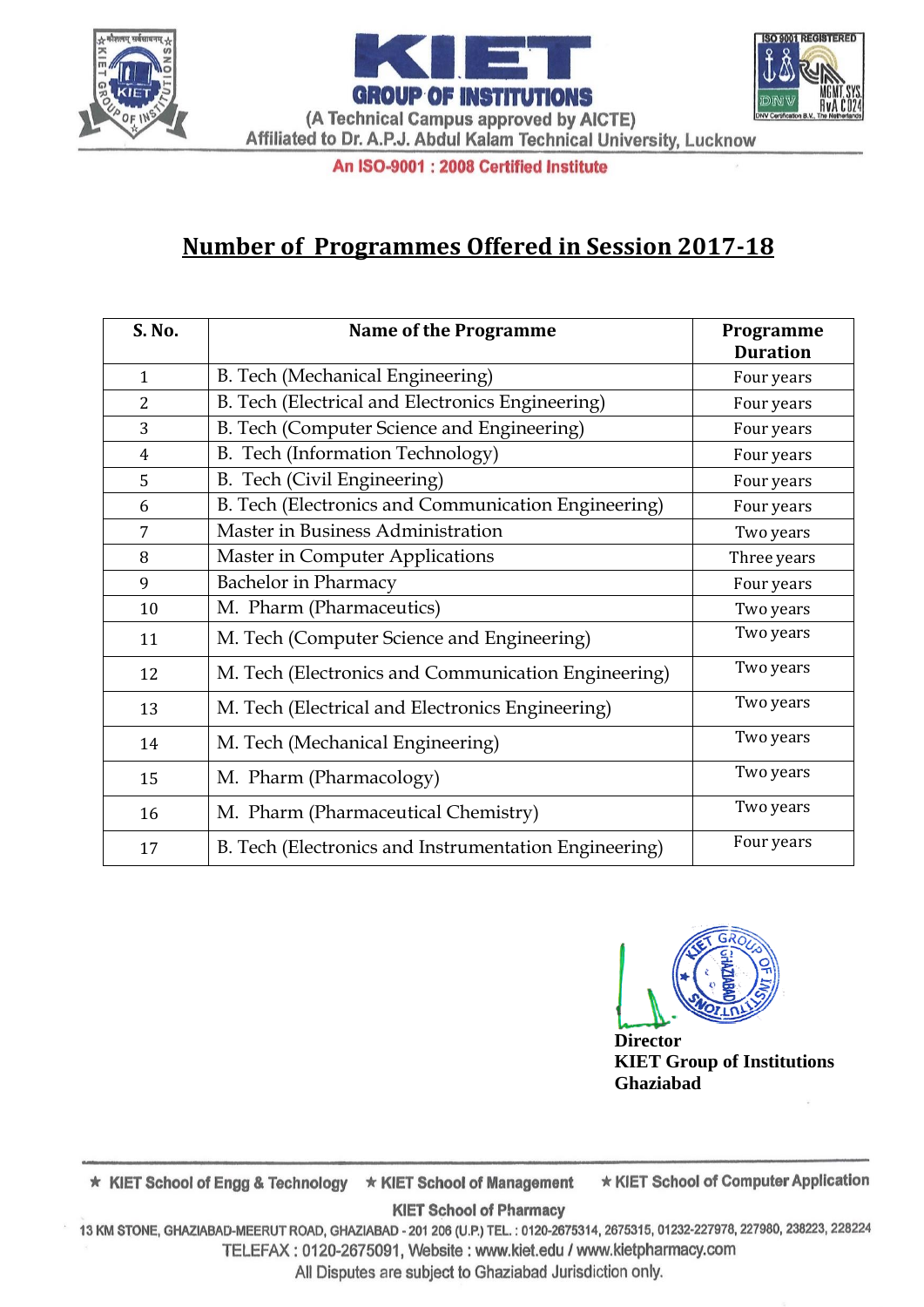KIET GROUP OF INSTITUTIONS

(A Technical Campus approved by AICTE)

Affiliated to Dr. A.P.J. Abdul Kalam Technical University, Lucknow

An ISO-9001 : 2008 Certified Institute

## Number of Programmes Offered in Session 2017-18

| S. No. | Name of the Programme | Programme Duration |
|---|---|---|
| 1 | B. Tech (Mechanical Engineering) | Four years |
| 2 | B. Tech (Electrical and Electronics Engineering) | Four years |
| 3 | B. Tech (Computer Science and Engineering) | Four years |
| 4 | B. Tech (Information Technology) | Four years |
| 5 | B. Tech (Civil Engineering) | Four years |
| 6 | B. Tech (Electronics and Communication Engineering) | Four years |
| 7 | Master in Business Administration | Two years |
| 8 | Master in Computer Applications | Three years |
| 9 | Bachelor in Pharmacy | Four years |
| 10 | M. Pharm (Pharmaceutics) | Two years |
| 11 | M. Tech (Computer Science and Engineering) | Two years |
| 12 | M. Tech (Electronics and Communication Engineering) | Two years |
| 13 | M. Tech (Electrical and Electronics Engineering) | Two years |
| 14 | M. Tech (Mechanical Engineering) | Two years |
| 15 | M. Pharm (Pharmacology) | Two years |
| 16 | M. Pharm (Pharmaceutical Chemistry) | Two years |
| 17 | B. Tech (Electronics and Instrumentation Engineering) | Four years |

**Director**
**KIET Group of Institutions**
**Ghaziabad**

★ KIET School of Engg & Technology ★ KIET School of Management ★ KIET School of Computer Application

KIET School of Pharmacy

13 KM STONE, GHAZIABAD-MEERUT ROAD, GHAZIABAD - 201 206 (U.P.) TEL. : 0120-2675314, 2675315, 01232-227978, 227980, 238223, 228224

TELEFAX : 0120-2675091, Website : www.kiet.edu / www.kietpharmacy.com

All Disputes are subject to Ghaziabad Jurisdiction only.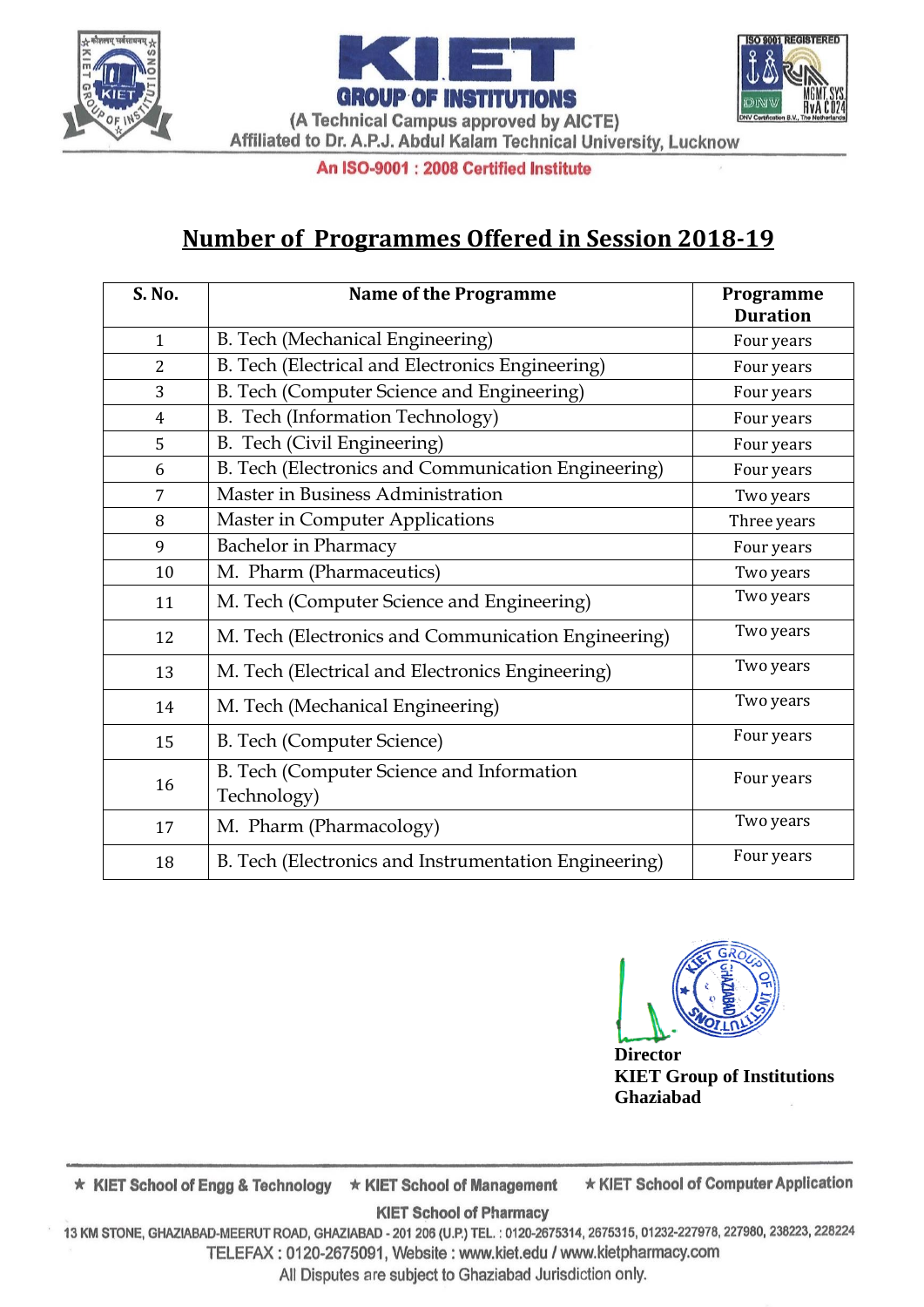KIET GROUP OF INSTITUTIONS

(A Technical Campus approved by AICTE)

Affiliated to Dr. A.P.J. Abdul Kalam Technical University, Lucknow

An ISO-9001 : 2008 Certified Institute

# Number of Programmes Offered in Session 2018-19

| S. No. | Name of the Programme | Programme Duration |
|---|---|---|
| 1 | B. Tech (Mechanical Engineering) | Four years |
| 2 | B. Tech (Electrical and Electronics Engineering) | Four years |
| 3 | B. Tech (Computer Science and Engineering) | Four years |
| 4 | B. Tech (Information Technology) | Four years |
| 5 | B. Tech (Civil Engineering) | Four years |
| 6 | B. Tech (Electronics and Communication Engineering) | Four years |
| 7 | Master in Business Administration | Two years |
| 8 | Master in Computer Applications | Three years |
| 9 | Bachelor in Pharmacy | Four years |
| 10 | M. Pharm (Pharmaceutics) | Two years |
| 11 | M. Tech (Computer Science and Engineering) | Two years |
| 12 | M. Tech (Electronics and Communication Engineering) | Two years |
| 13 | M. Tech (Electrical and Electronics Engineering) | Two years |
| 14 | M. Tech (Mechanical Engineering) | Two years |
| 15 | B. Tech (Computer Science) | Four years |
| 16 | B. Tech (Computer Science and Information Technology) | Four years |
| 17 | M. Pharm (Pharmacology) | Two years |
| 18 | B. Tech (Electronics and Instrumentation Engineering) | Four years |

**Director**
**KIET Group of Institutions**
**Ghaziabad**

★ KIET School of Engg & Technology ★ KIET School of Management ★ KIET School of Computer Application

KIET School of Pharmacy

13 KM STONE, GHAZIABAD-MEERUT ROAD, GHAZIABAD - 201 206 (U.P.) TEL. : 0120-2675314, 2675315, 01232-227978, 227980, 238223, 228224

TELEFAX : 0120-2675091, Website : www.kiet.edu / www.kietpharmacy.com

All Disputes are subject to Ghaziabad Jurisdiction only.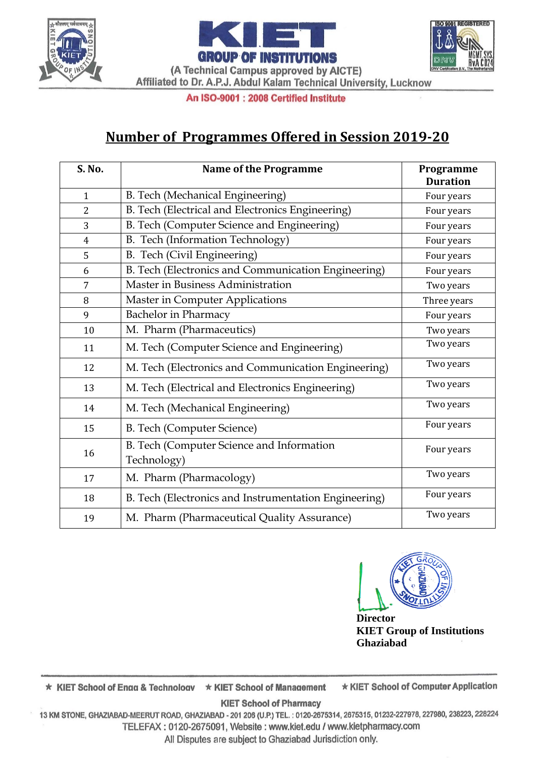KIET GROUP OF INSTITUTIONS

(A Technical Campus approved by AICTE)

Affiliated to Dr. A.P.J. Abdul Kalam Technical University, Lucknow

An ISO-9001 : 2008 Certified Institute

## Number of Programmes Offered in Session 2019-20

| S. No. | Name of the Programme | Programme Duration |
|---|---|---|
| 1 | B. Tech (Mechanical Engineering) | Four years |
| 2 | B. Tech (Electrical and Electronics Engineering) | Four years |
| 3 | B. Tech (Computer Science and Engineering) | Four years |
| 4 | B. Tech (Information Technology) | Four years |
| 5 | B. Tech (Civil Engineering) | Four years |
| 6 | B. Tech (Electronics and Communication Engineering) | Four years |
| 7 | Master in Business Administration | Two years |
| 8 | Master in Computer Applications | Three years |
| 9 | Bachelor in Pharmacy | Four years |
| 10 | M. Pharm (Pharmaceutics) | Two years |
| 11 | M. Tech (Computer Science and Engineering) | Two years |
| 12 | M. Tech (Electronics and Communication Engineering) | Two years |
| 13 | M. Tech (Electrical and Electronics Engineering) | Two years |
| 14 | M. Tech (Mechanical Engineering) | Two years |
| 15 | B. Tech (Computer Science) | Four years |
| 16 | B. Tech (Computer Science and Information Technology) | Four years |
| 17 | M. Pharm (Pharmacology) | Two years |
| 18 | B. Tech (Electronics and Instrumentation Engineering) | Four years |
| 19 | M. Pharm (Pharmaceutical Quality Assurance) | Two years |

**Director**
**KIET Group of Institutions**
**Ghaziabad**

★ KIET School of Engg & Technology ★ KIET School of Management ★ KIET School of Computer Application

KIET School of Pharmacy

13 KM STONE, GHAZIABAD-MEERUT ROAD, GHAZIABAD - 201 206 (U.P.) TEL. : 0120-2675314, 2675315, 01232-227978, 227980, 238223, 228224

TELEFAX : 0120-2675091, Website : www.kiet.edu / www.kietpharmacy.com

All Disputes are subject to Ghaziabad Jurisdiction only.